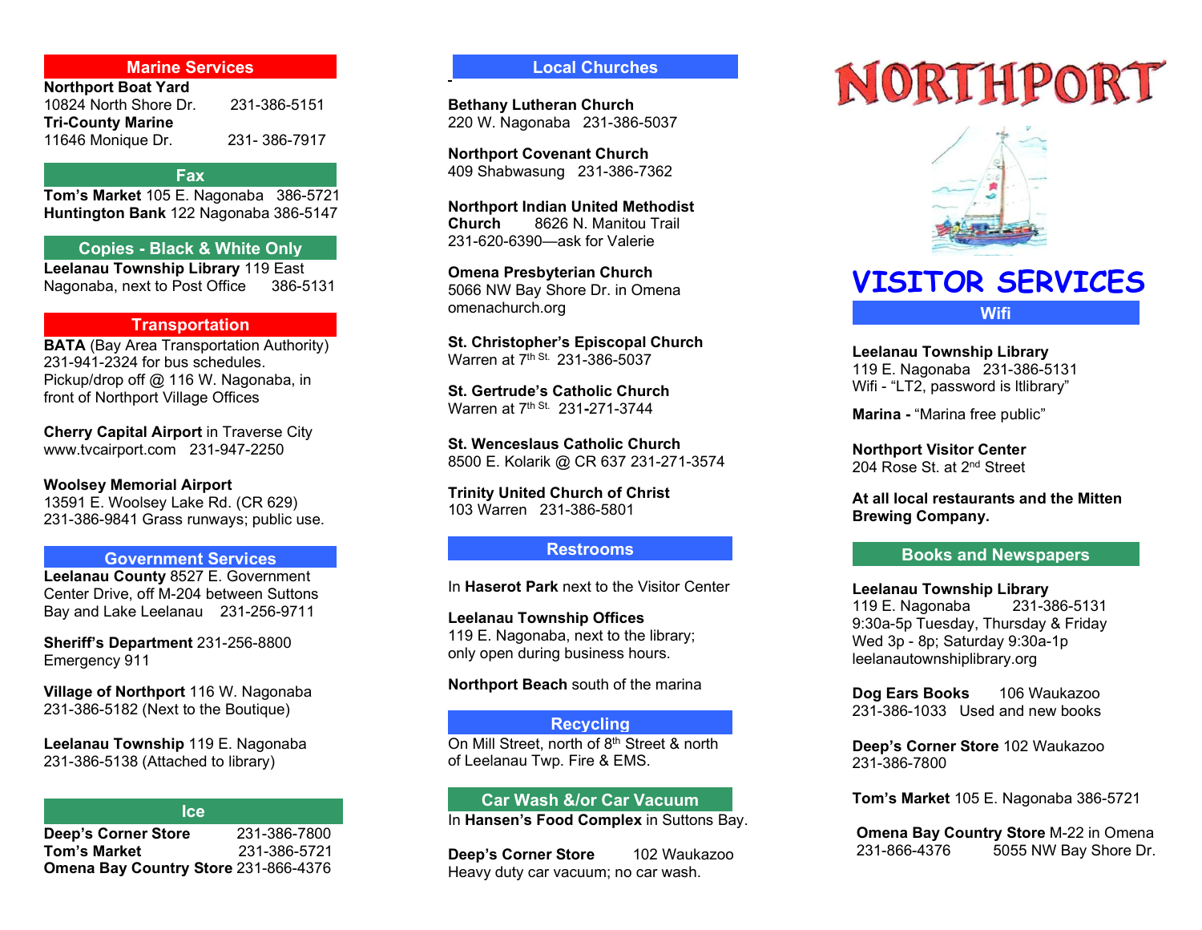## Marine Services

**Northport Boat Yard**
10824 North Shore Dr. 231-386-5151
**Tri-County Marine**
11646 Monique Dr. 231- 386-7917

## Fax

**Tom's Market** 105 E. Nagonaba 386-5721
**Huntington Bank** 122 Nagonaba 386-5147

## Copies - Black & White Only

**Leelanau Township Library** 119 East Nagonaba, next to Post Office 386-5131

## Transportation

**BATA** (Bay Area Transportation Authority) 231-941-2324 for bus schedules. Pickup/drop off @ 116 W. Nagonaba, in front of Northport Village Offices

**Cherry Capital Airport** in Traverse City
www.tvcairport.com 231-947-2250

**Woolsey Memorial Airport**
13591 E. Woolsey Lake Rd. (CR 629)
231-386-9841 Grass runways; public use.

## Government Services

**Leelanau County** 8527 E. Government Center Drive, off M-204 between Suttons Bay and Lake Leelanau 231-256-9711

**Sheriff's Department** 231-256-8800
Emergency 911

**Village of Northport** 116 W. Nagonaba
231-386-5182 (Next to the Boutique)

**Leelanau Township** 119 E. Nagonaba
231-386-5138 (Attached to library)

## Ice

**Deep's Corner Store** 231-386-7800
**Tom's Market** 231-386-5721
**Omena Bay Country Store** 231-866-4376

## Local Churches

**Bethany Lutheran Church**
220 W. Nagonaba 231-386-5037

**Northport Covenant Church**
409 Shabwasung 231-386-7362

**Northport Indian United Methodist Church** 8626 N. Manitou Trail
231-620-6390—ask for Valerie

**Omena Presbyterian Church**
5066 NW Bay Shore Dr. in Omena
omenachurch.org

**St. Christopher's Episcopal Church**
Warren at 7th St. 231-386-5037

**St. Gertrude's Catholic Church**
Warren at 7th St. 231-271-3744

**St. Wenceslaus Catholic Church**
8500 E. Kolarik @ CR 637 231-271-3574

**Trinity United Church of Christ**
103 Warren 231-386-5801

## Restrooms

In **Haserot Park** next to the Visitor Center

**Leelanau Township Offices**
119 E. Nagonaba, next to the library;
only open during business hours.

**Northport Beach** south of the marina

## Recycling

On Mill Street, north of 8th Street & north of Leelanau Twp. Fire & EMS.

## Car Wash &/or Car Vacuum

In **Hansen's Food Complex** in Suttons Bay.

**Deep's Corner Store** 102 Waukazoo
Heavy duty car vacuum; no car wash.

# NORTHPORT

# VISITOR SERVICES

## Wifi

**Leelanau Township Library**
119 E. Nagonaba 231-386-5131
Wifi - "LT2, password is ltlibrary"

**Marina -** "Marina free public"

**Northport Visitor Center**
204 Rose St. at 2nd Street

**At all local restaurants and the Mitten Brewing Company.**

## Books and Newspapers

**Leelanau Township Library**
119 E. Nagonaba 231-386-5131
9:30a-5p Tuesday, Thursday & Friday
Wed 3p - 8p; Saturday 9:30a-1p
leelanautownshiplibrary.org

**Dog Ears Books** 106 Waukazoo
231-386-1033 Used and new books

**Deep's Corner Store** 102 Waukazoo
231-386-7800

**Tom's Market** 105 E. Nagonaba 386-5721

**Omena Bay Country Store** M-22 in Omena
231-866-4376 5055 NW Bay Shore Dr.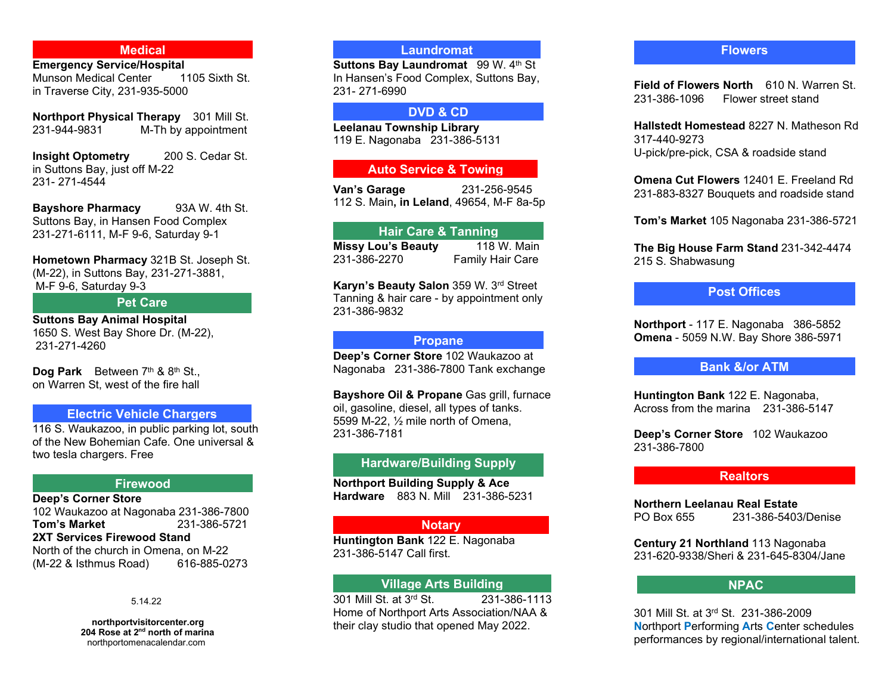## Medical

**Emergency Service/Hospital**
Munson Medical Center 1105 Sixth St. in Traverse City, 231-935-5000

**Northport Physical Therapy** 301 Mill St.
231-944-9831 M-Th by appointment

**Insight Optometry** 200 S. Cedar St.
in Suttons Bay, just off M-22
231- 271-4544

**Bayshore Pharmacy** 93A W. 4th St.
Suttons Bay, in Hansen Food Complex
231-271-6111, M-F 9-6, Saturday 9-1

**Hometown Pharmacy** 321B St. Joseph St. (M-22), in Suttons Bay, 231-271-3881,
M-F 9-6, Saturday 9-3

## Pet Care

**Suttons Bay Animal Hospital**
1650 S. West Bay Shore Dr. (M-22),
231-271-4260

**Dog Park** Between 7th & 8th St.,
on Warren St, west of the fire hall

## Electric Vehicle Chargers

116 S. Waukazoo, in public parking lot, south of the New Bohemian Cafe. One universal & two tesla chargers. Free

## Firewood

**Deep's Corner Store**
102 Waukazoo at Nagonaba 231-386-7800
**Tom's Market** 231-386-5721
**2XT Services Firewood Stand**
North of the church in Omena, on M-22
(M-22 & Isthmus Road) 616-885-0273

5.14.22

**northportvisitorcenter.org**
**204 Rose at 2nd north of marina**
northportomenacalendar.com

## Laundromat

**Suttons Bay Laundromat** 99 W. 4th St
In Hansen's Food Complex, Suttons Bay,
231- 271-6990

## DVD & CD

**Leelanau Township Library**
119 E. Nagonaba 231-386-5131

## Auto Service & Towing

**Van's Garage** 231-256-9545
112 S. Main**, in Leland**, 49654, M-F 8a-5p

## Hair Care & Tanning

**Missy Lou's Beauty** 118 W. Main
231-386-2270 Family Hair Care

**Karyn's Beauty Salon** 359 W. 3rd Street
Tanning & hair care - by appointment only
231-386-9832

## Propane

**Deep's Corner Store** 102 Waukazoo at Nagonaba 231-386-7800 Tank exchange

**Bayshore Oil & Propane** Gas grill, furnace oil, gasoline, diesel, all types of tanks.
5599 M-22, ½ mile north of Omena,
231-386-7181

## Hardware/Building Supply

**Northport Building Supply & Ace Hardware** 883 N. Mill 231-386-5231

## Notary

**Huntington Bank** 122 E. Nagonaba
231-386-5147 Call first.

## Village Arts Building

301 Mill St. at 3rd St. 231-386-1113
Home of Northport Arts Association/NAA & their clay studio that opened May 2022.

## Flowers

**Field of Flowers North** 610 N. Warren St.
231-386-1096 Flower street stand

**Hallstedt Homestead** 8227 N. Matheson Rd
317-440-9273
U-pick/pre-pick, CSA & roadside stand

**Omena Cut Flowers** 12401 E. Freeland Rd
231-883-8327 Bouquets and roadside stand

**Tom's Market** 105 Nagonaba 231-386-5721

**The Big House Farm Stand** 231-342-4474
215 S. Shabwasung

## Post Offices

**Northport** - 117 E. Nagonaba 386-5852
**Omena** - 5059 N.W. Bay Shore 386-5971

## Bank &/or ATM

**Huntington Bank** 122 E. Nagonaba,
Across from the marina 231-386-5147

**Deep's Corner Store** 102 Waukazoo
231-386-7800

## Realtors

**Northern Leelanau Real Estate**
PO Box 655 231-386-5403/Denise

**Century 21 Northland** 113 Nagonaba
231-620-9338/Sheri & 231-645-8304/Jane

## NPAC

301 Mill St. at 3rd St. 231-386-2009
**N**orthport **P**erforming **A**rts **C**enter schedules performances by regional/international talent.